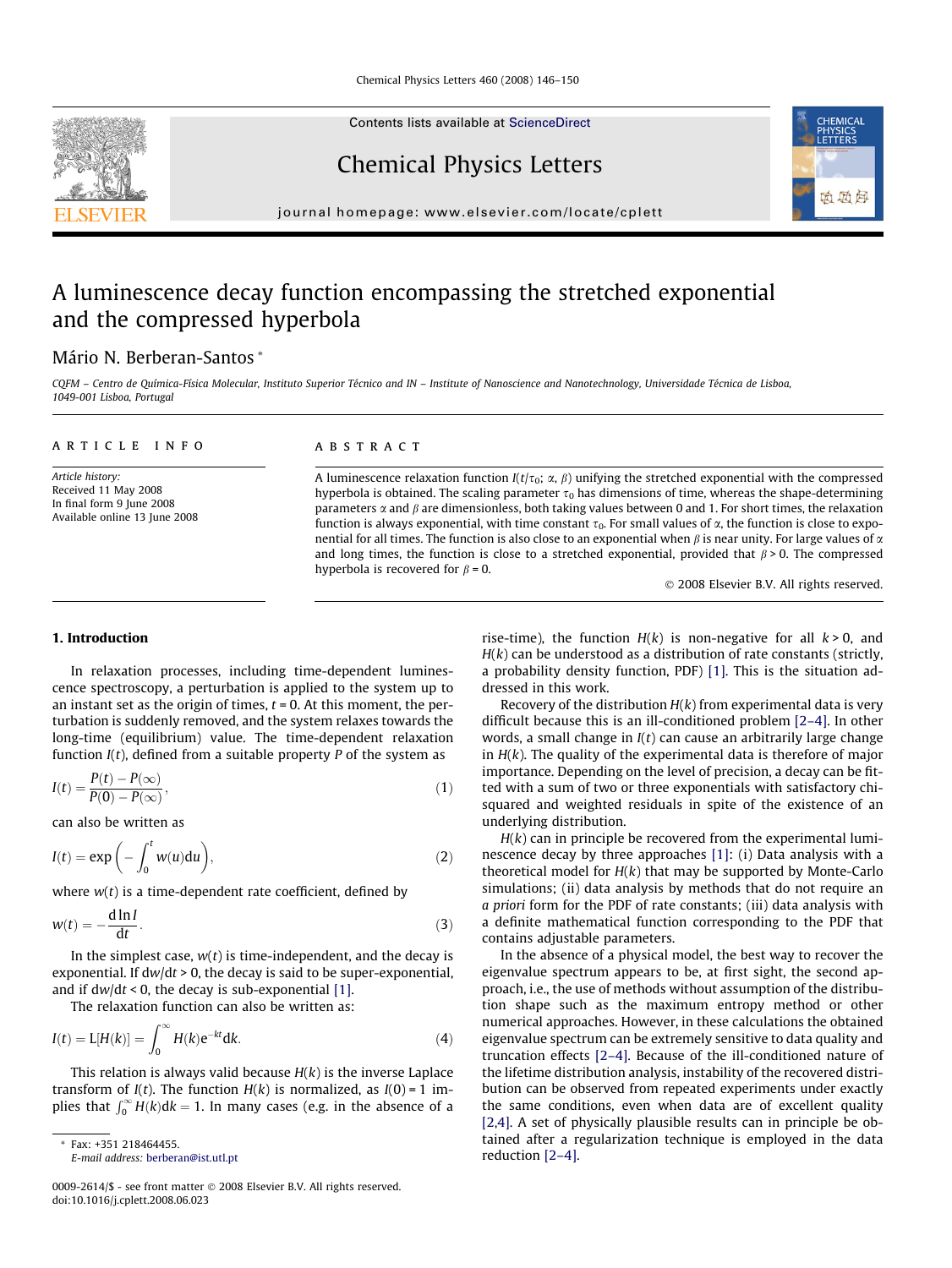# A luminescence decay function encompassing the stretched exponential and the compressed hyperbola

Mário N. Berberan-Santos *

*CQFM – Centro de Química-Física Molecular, Instituto Superior Técnico and IN – Institute of Nanoscience and Nanotechnology, Universidade Técnica de Lisboa, 1049-001 Lisboa, Portugal*

## ARTICLE INFO

*Article history:*
Received 11 May 2008
In final form 9 June 2008
Available online 13 June 2008

## ABSTRACT

A luminescence relaxation function $I(t/\tau_0;\, \alpha,\, \beta)$ unifying the stretched exponential with the compressed hyperbola is obtained. The scaling parameter $\tau_0$ has dimensions of time, whereas the shape-determining parameters $\alpha$ and $\beta$ are dimensionless, both taking values between 0 and 1. For short times, the relaxation function is always exponential, with time constant $\tau_0$. For small values of $\alpha$, the function is close to exponential for all times. The function is also close to an exponential when $\beta$ is near unity. For large values of $\alpha$ and long times, the function is close to a stretched exponential, provided that $\beta > 0$. The compressed hyperbola is recovered for $\beta = 0$.

© 2008 Elsevier B.V. All rights reserved.

## 1. Introduction

In relaxation processes, including time-dependent luminescence spectroscopy, a perturbation is applied to the system up to an instant set as the origin of times, $t = 0$. At this moment, the perturbation is suddenly removed, and the system relaxes towards the long-time (equilibrium) value. The time-dependent relaxation function $I(t)$, defined from a suitable property $P$ of the system as

$$I(t) = \frac{P(t) - P(\infty)}{P(0) - P(\infty)}, \tag{1}$$

can also be written as

$$I(t) = \exp\left(-\int_0^t w(u)\mathrm{d}u\right), \tag{2}$$

where $w(t)$ is a time-dependent rate coefficient, defined by

$$w(t) = -\frac{\mathrm{d}\ln I}{\mathrm{d}t}. \tag{3}$$

In the simplest case, $w(t)$ is time-independent, and the decay is exponential. If $\mathrm{d}w/\mathrm{d}t > 0$, the decay is said to be super-exponential, and if $\mathrm{d}w/\mathrm{d}t < 0$, the decay is sub-exponential [1].

The relaxation function can also be written as:

$$I(t) = \mathrm{L}[H(k)] = \int_0^\infty H(k)\mathrm{e}^{-kt}\mathrm{d}k. \tag{4}$$

This relation is always valid because $H(k)$ is the inverse Laplace transform of $I(t)$. The function $H(k)$ is normalized, as $I(0) = 1$ implies that $\int_0^\infty H(k)\mathrm{d}k = 1$. In many cases (e.g. in the absence of a rise-time), the function $H(k)$ is non-negative for all $k > 0$, and $H(k)$ can be understood as a distribution of rate constants (strictly, a probability density function, PDF) [1]. This is the situation addressed in this work.

Recovery of the distribution $H(k)$ from experimental data is very difficult because this is an ill-conditioned problem [2–4]. In other words, a small change in $I(t)$ can cause an arbitrarily large change in $H(k)$. The quality of the experimental data is therefore of major importance. Depending on the level of precision, a decay can be fitted with a sum of two or three exponentials with satisfactory chi-squared and weighted residuals in spite of the existence of an underlying distribution.

$H(k)$ can in principle be recovered from the experimental luminescence decay by three approaches [1]: (i) Data analysis with a theoretical model for $H(k)$ that may be supported by Monte-Carlo simulations; (ii) data analysis by methods that do not require an *a priori* form for the PDF of rate constants; (iii) data analysis with a definite mathematical function corresponding to the PDF that contains adjustable parameters.

In the absence of a physical model, the best way to recover the eigenvalue spectrum appears to be, at first sight, the second approach, i.e., the use of methods without assumption of the distribution shape such as the maximum entropy method or other numerical approaches. However, in these calculations the obtained eigenvalue spectrum can be extremely sensitive to data quality and truncation effects [2–4]. Because of the ill-conditioned nature of the lifetime distribution analysis, instability of the recovered distribution can be observed from repeated experiments under exactly the same conditions, even when data are of excellent quality [2,4]. A set of physically plausible results can in principle be obtained after a regularization technique is employed in the data reduction [2–4].

* Fax: +351 218464455.
*E-mail address:* berberan@ist.utl.pt

0009-2614/$ - see front matter © 2008 Elsevier B.V. All rights reserved.
doi:10.1016/j.cplett.2008.06.023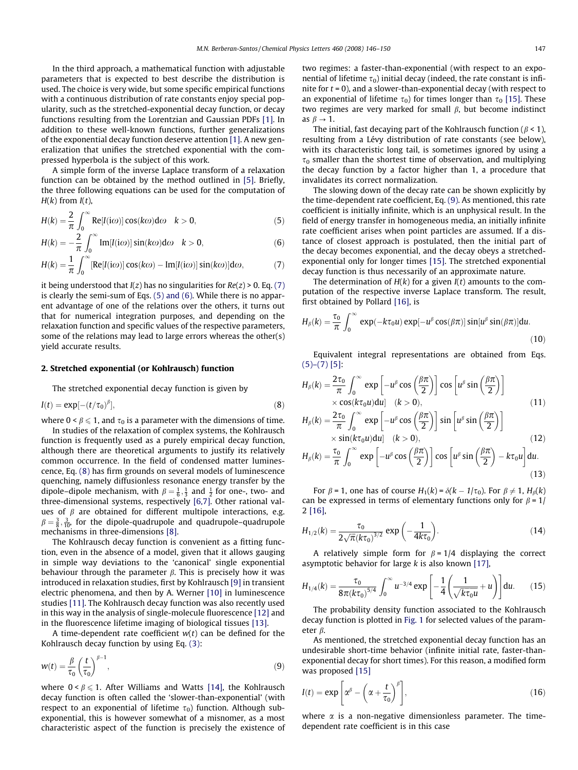In the third approach, a mathematical function with adjustable parameters that is expected to best describe the distribution is used. The choice is very wide, but some specific empirical functions with a continuous distribution of rate constants enjoy special popularity, such as the stretched-exponential decay function, or decay functions resulting from the Lorentzian and Gaussian PDFs [1]. In addition to these well-known functions, further generalizations of the exponential decay function deserve attention [1]. A new generalization that unifies the stretched exponential with the compressed hyperbola is the subject of this work.

A simple form of the inverse Laplace transform of a relaxation function can be obtained by the method outlined in [5]. Briefly, the three following equations can be used for the computation of $H(k)$ from $I(t)$,

$$H(k) = \frac{2}{\pi}\int_0^\infty \mathrm{Re}[I(\mathrm{i}\omega)]\cos(k\omega)\mathrm{d}\omega \quad k > 0, \tag{5}$$

$$H(k) = -\frac{2}{\pi}\int_0^\infty \mathrm{Im}[I(\mathrm{i}\omega)]\sin(k\omega)\mathrm{d}\omega \quad k > 0, \tag{6}$$

$$H(k) = \frac{1}{\pi}\int_0^\infty [\mathrm{Re}[I(\mathrm{i}\omega)]\cos(k\omega) - \mathrm{Im}[I(\mathrm{i}\omega)]\sin(k\omega)]\mathrm{d}\omega, \tag{7}$$

it being understood that $I(z)$ has no singularities for $Re(z) > 0$. Eq. (7) is clearly the semi-sum of Eqs. (5) and (6). While there is no apparent advantage of one of the relations over the others, it turns out that for numerical integration purposes, and depending on the relaxation function and specific values of the respective parameters, some of the relations may lead to large errors whereas the other(s) yield accurate results.

## 2. Stretched exponential (or Kohlrausch) function

The stretched exponential decay function is given by

$$I(t) = \exp[-(t/\tau_0)^\beta], \tag{8}$$

where $0 < \beta \leqslant 1$, and $\tau_0$ is a parameter with the dimensions of time.

In studies of the relaxation of complex systems, the Kohlrausch function is frequently used as a purely empirical decay function, although there are theoretical arguments to justify its relatively common occurrence. In the field of condensed matter luminescence, Eq. (8) has firm grounds on several models of luminescence quenching, namely diffusionless resonance energy transfer by the dipole–dipole mechanism, with $\beta = \frac{1}{6}, \frac{1}{3}$ and $\frac{1}{2}$ for one-, two- and three-dimensional systems, respectively [6,7]. Other rational values of $\beta$ are obtained for different multipole interactions, e.g. $\beta = \frac{3}{8}, \frac{3}{10}$, for the dipole-quadrupole and quadrupole–quadrupole mechanisms in three-dimensions [8].

The Kohlrausch decay function is convenient as a fitting function, even in the absence of a model, given that it allows gauging in simple way deviations to the 'canonical' single exponential behaviour through the parameter $\beta$. This is precisely how it was introduced in relaxation studies, first by Kohlrausch [9] in transient electric phenomena, and then by A. Werner [10] in luminescence studies [11]. The Kohlrausch decay function was also recently used in this way in the analysis of single-molecule fluorescence [12] and in the fluorescence lifetime imaging of biological tissues [13].

A time-dependent rate coefficient $w(t)$ can be defined for the Kohlrausch decay function by using Eq. (3):

$$w(t) = \frac{\beta}{\tau_0}\left(\frac{t}{\tau_0}\right)^{\beta-1}, \tag{9}$$

where $0 < \beta \leqslant 1$. After Williams and Watts [14], the Kohlrausch decay function is often called the 'slower-than-exponential' (with respect to an exponential of lifetime $\tau_0$) function. Although sub-exponential, this is however somewhat of a misnomer, as a most characteristic aspect of the function is precisely the existence of two regimes: a faster-than-exponential (with respect to an exponential of lifetime $\tau_0$) initial decay (indeed, the rate constant is infinite for $t = 0$), and a slower-than-exponential decay (with respect to an exponential of lifetime $\tau_0$) for times longer than $\tau_0$ [15]. These two regimes are very marked for small $\beta$, but become indistinct as $\beta \to 1$.

The initial, fast decaying part of the Kohlrausch function ($\beta < 1$), resulting from a Lévy distribution of rate constants (see below), with its characteristic long tail, is sometimes ignored by using a $\tau_0$ smaller than the shortest time of observation, and multiplying the decay function by a factor higher than 1, a procedure that invalidates its correct normalization.

The slowing down of the decay rate can be shown explicitly by the time-dependent rate coefficient, Eq. (9). As mentioned, this rate coefficient is initially infinite, which is an unphysical result. In the field of energy transfer in homogeneous media, an initially infinite rate coefficient arises when point particles are assumed. If a distance of closest approach is postulated, then the initial part of the decay becomes exponential, and the decay obeys a stretched-exponential only for longer times [15]. The stretched exponential decay function is thus necessarily of an approximate nature.

The determination of $H(k)$ for a given $I(t)$ amounts to the computation of the respective inverse Laplace transform. The result, first obtained by Pollard [16], is

$$H_\beta(k) = \frac{\tau_0}{\pi}\int_0^\infty \exp(-k\tau_0 u)\exp[-u^\beta\cos(\beta\pi)]\sin[u^\beta\sin(\beta\pi)]\mathrm{d}u. \tag{10}$$

Equivalent integral representations are obtained from Eqs. (5)–(7) [5]:

$$H_\beta(k) = \frac{2\tau_0}{\pi}\int_0^\infty \exp\left[-u^\beta\cos\left(\frac{\beta\pi}{2}\right)\right]\cos\left[u^\beta\sin\left(\frac{\beta\pi}{2}\right)\right] \times \cos(k\tau_0 u)\mathrm{d}u] \quad (k > 0), \tag{11}$$

$$H_\beta(k) = \frac{2\tau_0}{\pi}\int_0^\infty \exp\left[-u^\beta\cos\left(\frac{\beta\pi}{2}\right)\right]\sin\left[u^\beta\sin\left(\frac{\beta\pi}{2}\right)\right] \times \sin(k\tau_0 u)\mathrm{d}u] \quad (k > 0), \tag{12}$$

$$H_\beta(k) = \frac{\tau_0}{\pi}\int_0^\infty \exp\left[-u^\beta\cos\left(\frac{\beta\pi}{2}\right)\right]\cos\left[u^\beta\sin\left(\frac{\beta\pi}{2}\right) - k\tau_0 u\right]\mathrm{d}u. \tag{13}$$

For $\beta = 1$, one has of course $H_1(k) = \delta(k - 1/\tau_0)$. For $\beta \neq 1$, $H_\beta(k)$ can be expressed in terms of elementary functions only for $\beta = 1/2$ [16],

$$H_{1/2}(k) = \frac{\tau_0}{2\sqrt{\pi}(k\tau_0)^{3/2}}\exp\left(-\frac{1}{4k\tau_0}\right). \tag{14}$$

A relatively simple form for $\beta = 1/4$ displaying the correct asymptotic behavior for large $k$ is also known [17],

$$H_{1/4}(k) = \frac{\tau_0}{8\pi(k\tau_0)^{5/4}}\int_0^\infty u^{-3/4}\exp\left[-\frac{1}{4}\left(\frac{1}{\sqrt{k\tau_0 u}} + u\right)\right]\mathrm{d}u. \tag{15}$$

The probability density function associated to the Kohlrausch decay function is plotted in Fig. 1 for selected values of the parameter $\beta$.

As mentioned, the stretched exponential decay function has an undesirable short-time behavior (infinite initial rate, faster-than-exponential decay for short times). For this reason, a modified form was proposed [15]

$$I(t) = \exp\left[\alpha^\beta - \left(\alpha + \frac{t}{\tau_0}\right)^\beta\right], \tag{16}$$

where $\alpha$ is a non-negative dimensionless parameter. The time-dependent rate coefficient is in this case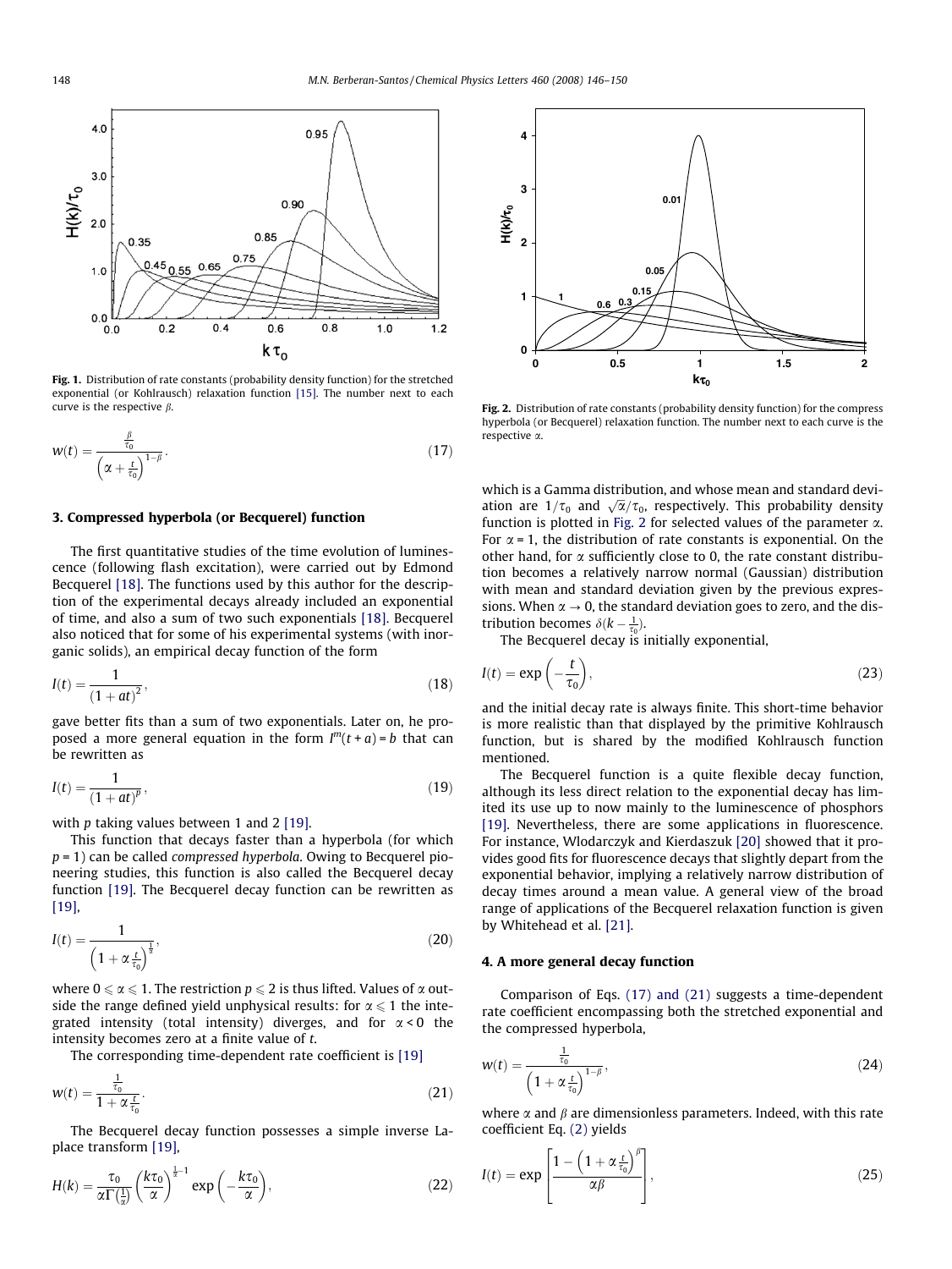Fig. 1. Distribution of rate constants (probability density function) for the stretched exponential (or Kohlrausch) relaxation function [15]. The number next to each curve is the respective $\beta$.

$$w(t) = \frac{\frac{\beta}{\tau_0}}{\left(\alpha + \frac{t}{\tau_0}\right)^{1-\beta}}. \tag{17}$$

### 3. Compressed hyperbola (or Becquerel) function

The first quantitative studies of the time evolution of luminescence (following flash excitation), were carried out by Edmond Becquerel [18]. The functions used by this author for the description of the experimental decays already included an exponential of time, and also a sum of two such exponentials [18]. Becquerel also noticed that for some of his experimental systems (with inorganic solids), an empirical decay function of the form

$$I(t) = \frac{1}{(1 + at)^2}, \tag{18}$$

gave better fits than a sum of two exponentials. Later on, he proposed a more general equation in the form $I^m(t + a) = b$ that can be rewritten as

$$I(t) = \frac{1}{(1 + at)^p}, \tag{19}$$

with $p$ taking values between 1 and 2 [19].

This function that decays faster than a hyperbola (for which $p = 1$) can be called *compressed hyperbola*. Owing to Becquerel pioneering studies, this function is also called the Becquerel decay function [19]. The Becquerel decay function can be rewritten as [19],

$$I(t) = \frac{1}{\left(1 + \alpha \frac{t}{\tau_0}\right)^{\frac{1}{\alpha}}}, \tag{20}$$

where $0 \leqslant \alpha \leqslant 1$. The restriction $p \leqslant 2$ is thus lifted. Values of $\alpha$ outside the range defined yield unphysical results: for $\alpha \leqslant 1$ the integrated intensity (total intensity) diverges, and for $\alpha < 0$ the intensity becomes zero at a finite value of $t$.

The corresponding time-dependent rate coefficient is [19]

$$w(t) = \frac{\frac{1}{\tau_0}}{1 + \alpha \frac{t}{\tau_0}}. \tag{21}$$

The Becquerel decay function possesses a simple inverse Laplace transform [19],

$$H(k) = \frac{\tau_0}{\alpha \Gamma\left(\frac{1}{\alpha}\right)} \left(\frac{k\tau_0}{\alpha}\right)^{\frac{1}{\alpha}-1} \exp\left(-\frac{k\tau_0}{\alpha}\right), \tag{22}$$

Fig. 2. Distribution of rate constants (probability density function) for the compress hyperbola (or Becquerel) relaxation function. The number next to each curve is the respective $\alpha$.

which is a Gamma distribution, and whose mean and standard deviation are $1/\tau_0$ and $\sqrt{\alpha}/\tau_0$, respectively. This probability density function is plotted in Fig. 2 for selected values of the parameter $\alpha$. For $\alpha = 1$, the distribution of rate constants is exponential. On the other hand, for $\alpha$ sufficiently close to 0, the rate constant distribution becomes a relatively narrow normal (Gaussian) distribution with mean and standard deviation given by the previous expressions. When $\alpha \to 0$, the standard deviation goes to zero, and the distribution becomes $\delta(k - \frac{1}{\tau_0})$.

The Becquerel decay is initially exponential,

$$I(t) = \exp\left(-\frac{t}{\tau_0}\right), \tag{23}$$

and the initial decay rate is always finite. This short-time behavior is more realistic than that displayed by the primitive Kohlrausch function, but is shared by the modified Kohlrausch function mentioned.

The Becquerel function is a quite flexible decay function, although its less direct relation to the exponential decay has limited its use up to now mainly to the luminescence of phosphors [19]. Nevertheless, there are some applications in fluorescence. For instance, Wlodarczyk and Kierdaszuk [20] showed that it provides good fits for fluorescence decays that slightly depart from the exponential behavior, implying a relatively narrow distribution of decay times around a mean value. A general view of the broad range of applications of the Becquerel relaxation function is given by Whitehead et al. [21].

### 4. A more general decay function

Comparison of Eqs. (17) and (21) suggests a time-dependent rate coefficient encompassing both the stretched exponential and the compressed hyperbola,

$$w(t) = \frac{\frac{1}{\tau_0}}{\left(1 + \alpha \frac{t}{\tau_0}\right)^{1-\beta}}, \tag{24}$$

where $\alpha$ and $\beta$ are dimensionless parameters. Indeed, with this rate coefficient Eq. (2) yields

$$I(t) = \exp\left[\frac{1 - \left(1 + \alpha \frac{t}{\tau_0}\right)^{\beta}}{\alpha\beta}\right], \tag{25}$$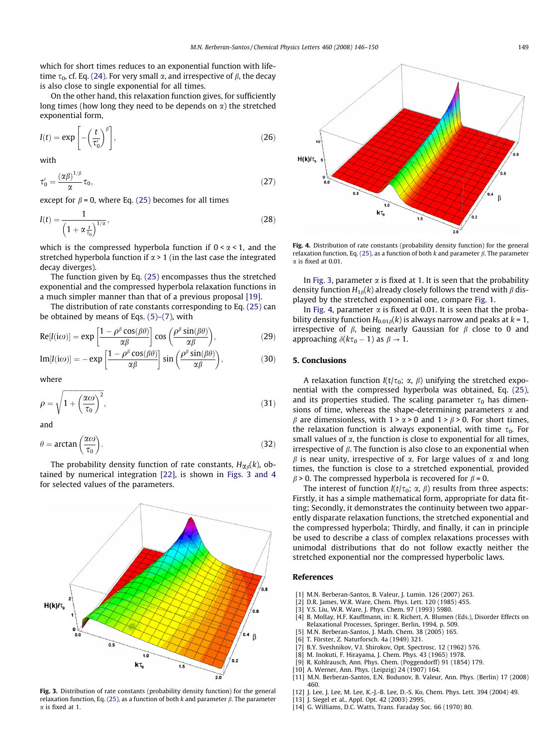which for short times reduces to an exponential function with lifetime $\tau_0$, cf. Eq. (24). For very small $\alpha$, and irrespective of $\beta$, the decay is also close to single exponential for all times.

On the other hand, this relaxation function gives, for sufficiently long times (how long they need to be depends on $\alpha$) the stretched exponential form,

$$I(t) = \exp\left[-\left(\frac{t}{\tau_0'}\right)^{\beta}\right], \tag{26}$$

with

$$\tau_0' = \frac{(\alpha\beta)^{1/\beta}}{\alpha}\tau_0, \tag{27}$$

except for $\beta = 0$, where Eq. (25) becomes for all times

$$I(t) = \frac{1}{\left(1+\alpha\frac{t}{\tau_0}\right)^{1/\alpha}}, \tag{28}$$

which is the compressed hyperbola function if $0 < \alpha < 1$, and the stretched hyperbola function if $\alpha > 1$ (in the last case the integrated decay diverges).

The function given by Eq. (25) encompasses thus the stretched exponential and the compressed hyperbola relaxation functions in a much simpler manner than that of a previous proposal [19].

The distribution of rate constants corresponding to Eq. (25) can be obtained by means of Eqs. (5)–(7), with

$$\mathrm{Re}[I(i\omega)] = \exp\left[\frac{1-\rho^{\beta}\cos(\beta\theta)}{\alpha\beta}\right]\cos\left(\frac{\rho^{\beta}\sin(\beta\theta)}{\alpha\beta}\right), \tag{29}$$

$$\mathrm{Im}[I(i\omega)] = -\exp\left[\frac{1-\rho^{\beta}\cos(\beta\theta)}{\alpha\beta}\right]\sin\left(\frac{\rho^{\beta}\sin(\beta\theta)}{\alpha\beta}\right), \tag{30}$$

where

$$\rho = \sqrt{1+\left(\frac{\alpha\omega}{\tau_0}\right)^2}, \tag{31}$$

and

$$\theta = \arctan\left(\frac{\alpha\omega}{\tau_0}\right). \tag{32}$$

The probability density function of rate constants, $H_{\alpha\beta}(k)$, obtained by numerical integration [22], is shown in Figs. 3 and 4 for selected values of the parameters.

**Fig. 3.** Distribution of rate constants (probability density function) for the general relaxation function, Eq. (25), as a function of both $k$ and parameter $\beta$. The parameter $\alpha$ is fixed at 1.

**Fig. 4.** Distribution of rate constants (probability density function) for the general relaxation function, Eq. (25), as a function of both $k$ and parameter $\beta$. The parameter $\alpha$ is fixed at 0.01.

In Fig. 3, parameter $\alpha$ is fixed at 1. It is seen that the probability density function $H_{1\beta}(k)$ already closely follows the trend with $\beta$ displayed by the stretched exponential one, compare Fig. 1.

In Fig. 4, parameter $\alpha$ is fixed at 0.01. It is seen that the probability density function $H_{0.01\beta}(k)$ is always narrow and peaks at $k = 1$, irrespective of $\beta$, being nearly Gaussian for $\beta$ close to 0 and approaching $\delta(k\tau_0 - 1)$ as $\beta \to 1$.

## 5. Conclusions

A relaxation function $I(t/\tau_0;\ \alpha,\ \beta)$ unifying the stretched exponential with the compressed hyperbola was obtained, Eq. (25), and its properties studied. The scaling parameter $\tau_0$ has dimensions of time, whereas the shape-determining parameters $\alpha$ and $\beta$ are dimensionless, with $1 > \alpha > 0$ and $1 > \beta > 0$. For short times, the relaxation function is always exponential, with time $\tau_0$. For small values of $\alpha$, the function is close to exponential for all times, irrespective of $\beta$. The function is also close to an exponential when $\beta$ is near unity, irrespective of $\alpha$. For large values of $\alpha$ and long times, the function is close to a stretched exponential, provided $\beta > 0$. The compressed hyperbola is recovered for $\beta = 0$.

The interest of function $I(t/\tau_0;\ \alpha,\ \beta)$ results from three aspects: Firstly, it has a simple mathematical form, appropriate for data fitting; Secondly, it demonstrates the continuity between two apparently disparate relaxation functions, the stretched exponential and the compressed hyperbola; Thirdly, and finally, it can in principle be used to describe a class of complex relaxations processes with unimodal distributions that do not follow exactly neither the stretched exponential nor the compressed hyperbolic laws.

## References

[1] M.N. Berberan-Santos, B. Valeur, J. Lumin. 126 (2007) 263.
[2] D.R. James, W.R. Ware, Chem. Phys. Lett. 120 (1985) 455.
[3] Y.S. Liu, W.R. Ware, J. Phys. Chem. 97 (1993) 5980.
[4] B. Mollay, H.F. Kauffmann, in: R. Richert, A. Blumen (Eds.), Disorder Effects on Relaxational Processes, Springer, Berlin, 1994, p. 509.
[5] M.N. Berberan-Santos, J. Math. Chem. 38 (2005) 165.
[6] T. Förster, Z. Naturforsch. 4a (1949) 321.
[7] B.Y. Sveshnikov, V.I. Shirokov, Opt. Spectrosc. 12 (1962) 576.
[8] M. Inokuti, F. Hirayama, J. Chem. Phys. 43 (1965) 1978.
[9] R. Kohlrausch, Ann. Phys. Chem. (Poggendorff) 91 (1854) 179.
[10] A. Werner, Ann. Phys. (Leipzig) 24 (1907) 164.
[11] M.N. Berberan-Santos, E.N. Bodunov, B. Valeur, Ann. Phys. (Berlin) 17 (2008) 460.
[12] J. Lee, J. Lee, M. Lee, K.-J.-B. Lee, D.-S. Ko, Chem. Phys. Lett. 394 (2004) 49.
[13] J. Siegel et al., Appl. Opt. 42 (2003) 2995.
[14] G. Williams, D.C. Watts, Trans. Faraday Soc. 66 (1970) 80.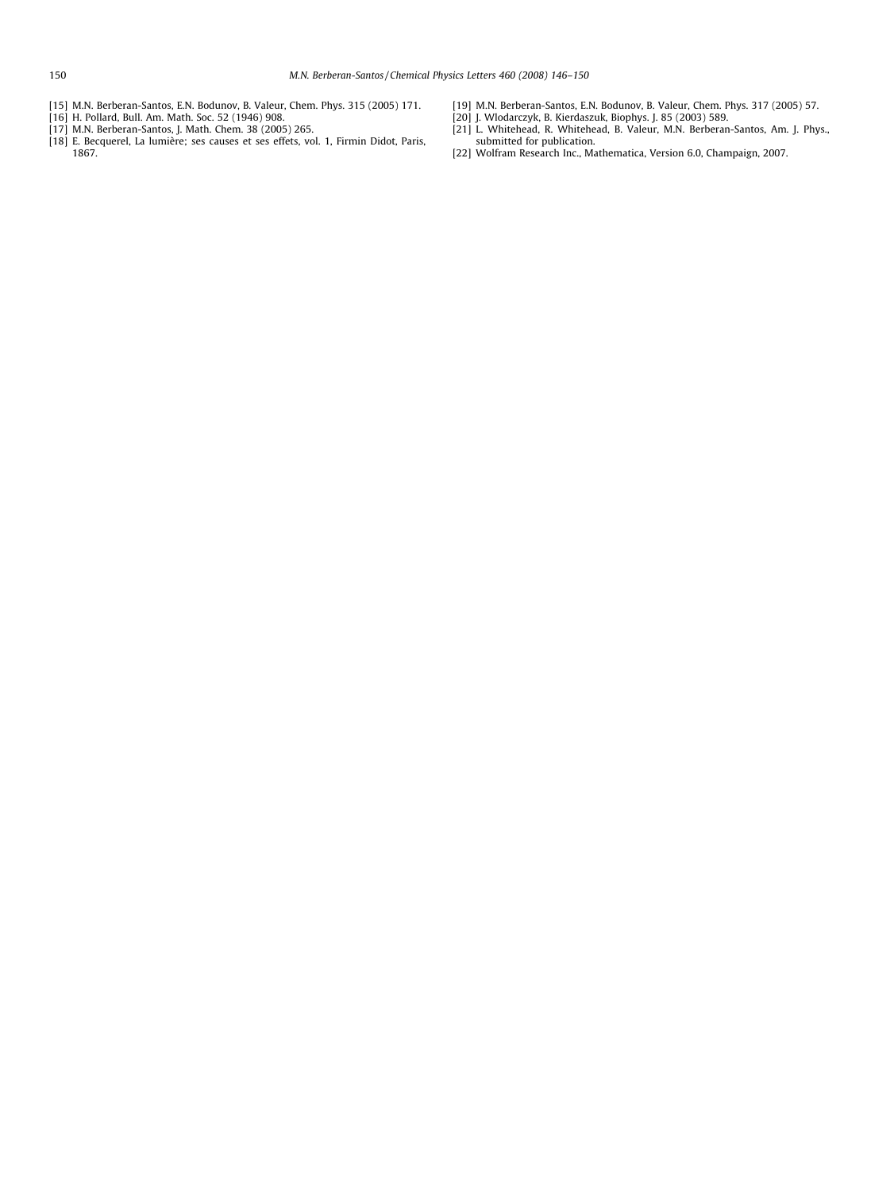[15] M.N. Berberan-Santos, E.N. Bodunov, B. Valeur, Chem. Phys. 315 (2005) 171.
[16] H. Pollard, Bull. Am. Math. Soc. 52 (1946) 908.
[17] M.N. Berberan-Santos, J. Math. Chem. 38 (2005) 265.
[18] E. Becquerel, La lumière; ses causes et ses effets, vol. 1, Firmin Didot, Paris, 1867.
[19] M.N. Berberan-Santos, E.N. Bodunov, B. Valeur, Chem. Phys. 317 (2005) 57.
[20] J. Wlodarczyk, B. Kierdaszuk, Biophys. J. 85 (2003) 589.
[21] L. Whitehead, R. Whitehead, B. Valeur, M.N. Berberan-Santos, Am. J. Phys., submitted for publication.
[22] Wolfram Research Inc., Mathematica, Version 6.0, Champaign, 2007.